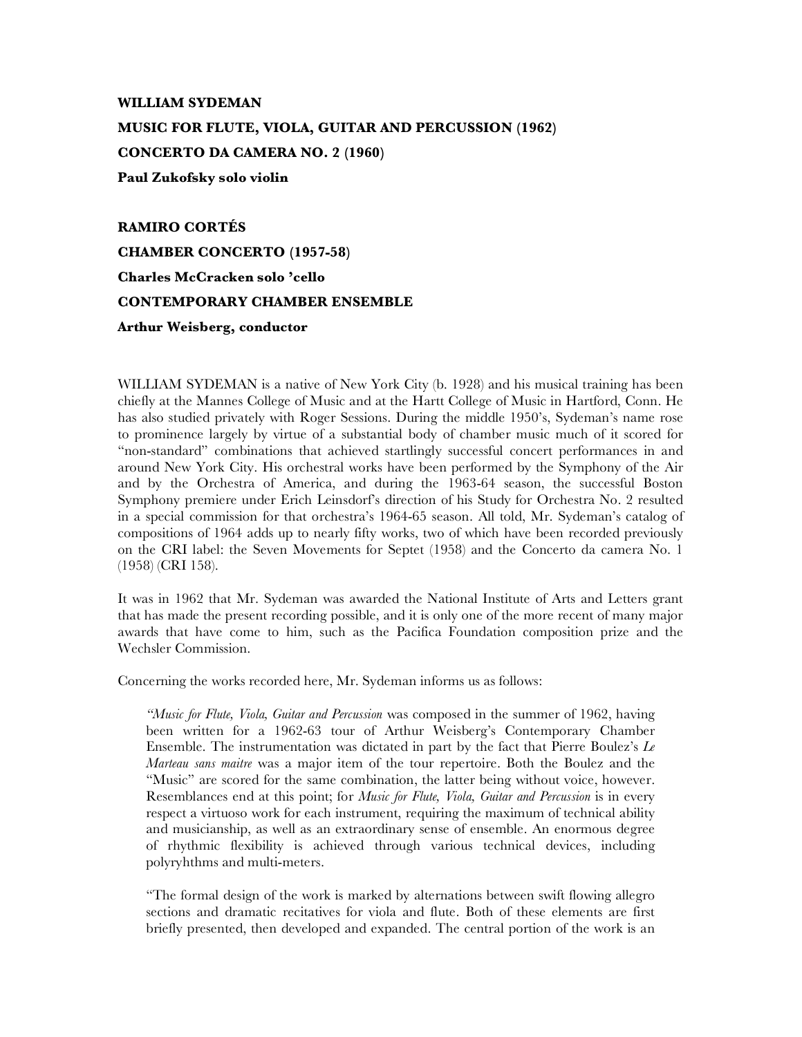**WILLIAM SYDEMAN**

**MUSIC FOR FLUTE, VIOLA, GUITAR AND PERCUSSION (1962)**

**CONCERTO DA CAMERA NO. 2 (1960)**

**Paul Zukofsky solo violin**

**RAMIRO CORTÉS**

**CHAMBER CONCERTO (1957-58)**

**Charles McCracken solo 'cello**

**CONTEMPORARY CHAMBER ENSEMBLE**

**Arthur Weisberg, conductor**

WILLIAM SYDEMAN is a native of New York City (b. 1928) and his musical training has been chiefly at the Mannes College of Music and at the Hartt College of Music in Hartford, Conn. He has also studied privately with Roger Sessions. During the middle 1950's, Sydeman's name rose to prominence largely by virtue of a substantial body of chamber music much of it scored for "non-standard" combinations that achieved startlingly successful concert performances in and around New York City. His orchestral works have been performed by the Symphony of the Air and by the Orchestra of America, and during the 1963-64 season, the successful Boston Symphony premiere under Erich Leinsdorf's direction of his Study for Orchestra No. 2 resulted in a special commission for that orchestra's 1964-65 season. All told, Mr. Sydeman's catalog of compositions of 1964 adds up to nearly fifty works, two of which have been recorded previously on the CRI label: the Seven Movements for Septet (1958) and the Concerto da camera No. 1 (1958) (CRI 158).

It was in 1962 that Mr. Sydeman was awarded the National Institute of Arts and Letters grant that has made the present recording possible, and it is only one of the more recent of many major awards that have come to him, such as the Pacifica Foundation composition prize and the Wechsler Commission.

Concerning the works recorded here, Mr. Sydeman informs us as follows:

> *"Music for Flute, Viola, Guitar and Percussion* was composed in the summer of 1962, having been written for a 1962-63 tour of Arthur Weisberg's Contemporary Chamber Ensemble. The instrumentation was dictated in part by the fact that Pierre Boulez's *Le Marteau sans maitre* was a major item of the tour repertoire. Both the Boulez and the "Music" are scored for the same combination, the latter being without voice, however. Resemblances end at this point; for *Music for Flute, Viola, Guitar and Percussion* is in every respect a virtuoso work for each instrument, requiring the maximum of technical ability and musicianship, as well as an extraordinary sense of ensemble. An enormous degree of rhythmic flexibility is achieved through various technical devices, including polyryhthms and multi-meters.
>
> "The formal design of the work is marked by alternations between swift flowing allegro sections and dramatic recitatives for viola and flute. Both of these elements are first briefly presented, then developed and expanded. The central portion of the work is an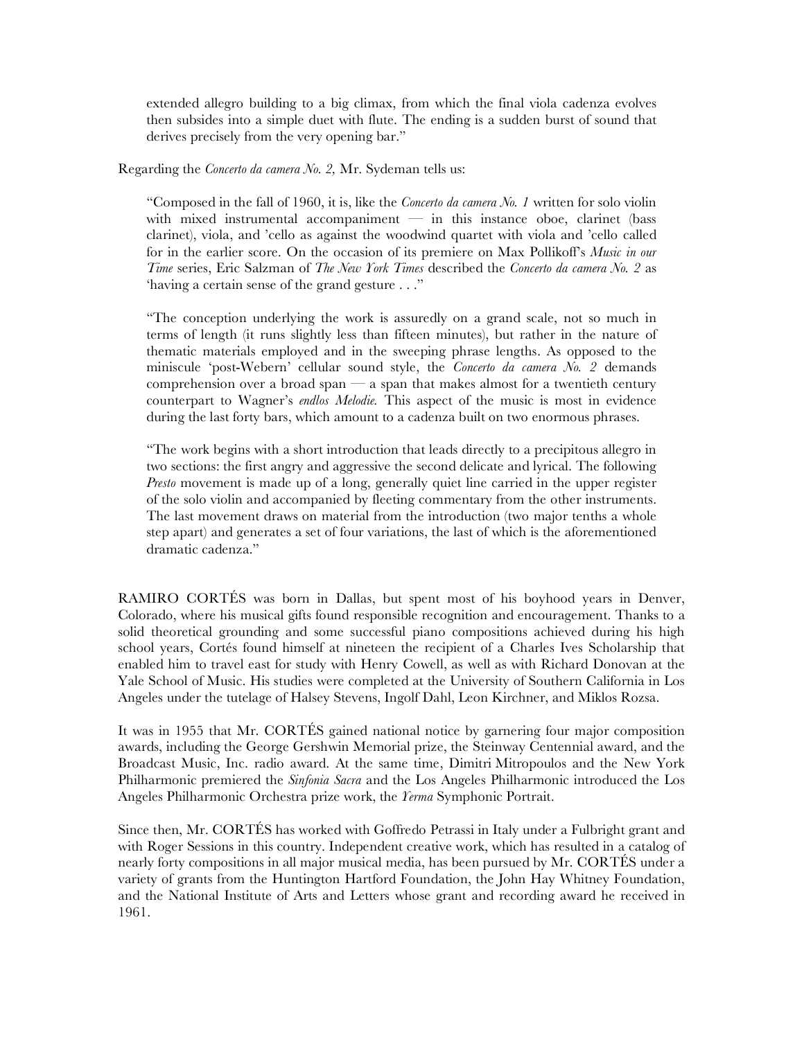extended allegro building to a big climax, from which the final viola cadenza evolves then subsides into a simple duet with flute. The ending is a sudden burst of sound that derives precisely from the very opening bar."

Regarding the *Concerto da camera No. 2,* Mr. Sydeman tells us:

> "Composed in the fall of 1960, it is, like the *Concerto da camera No. 1* written for solo violin with mixed instrumental accompaniment — in this instance oboe, clarinet (bass clarinet), viola, and 'cello as against the woodwind quartet with viola and 'cello called for in the earlier score. On the occasion of its premiere on Max Pollikoff's *Music in our Time* series, Eric Salzman of *The New York Times* described the *Concerto da camera No. 2* as 'having a certain sense of the grand gesture . . ."
>
> "The conception underlying the work is assuredly on a grand scale, not so much in terms of length (it runs slightly less than fifteen minutes), but rather in the nature of thematic materials employed and in the sweeping phrase lengths. As opposed to the miniscule 'post-Webern' cellular sound style, the *Concerto da camera No. 2* demands comprehension over a broad span — a span that makes almost for a twentieth century counterpart to Wagner's *endlos Melodie.* This aspect of the music is most in evidence during the last forty bars, which amount to a cadenza built on two enormous phrases.
>
> "The work begins with a short introduction that leads directly to a precipitous allegro in two sections: the first angry and aggressive the second delicate and lyrical. The following *Presto* movement is made up of a long, generally quiet line carried in the upper register of the solo violin and accompanied by fleeting commentary from the other instruments. The last movement draws on material from the introduction (two major tenths a whole step apart) and generates a set of four variations, the last of which is the aforementioned dramatic cadenza."

RAMIRO CORTÉS was born in Dallas, but spent most of his boyhood years in Denver, Colorado, where his musical gifts found responsible recognition and encouragement. Thanks to a solid theoretical grounding and some successful piano compositions achieved during his high school years, Cortés found himself at nineteen the recipient of a Charles Ives Scholarship that enabled him to travel east for study with Henry Cowell, as well as with Richard Donovan at the Yale School of Music. His studies were completed at the University of Southern California in Los Angeles under the tutelage of Halsey Stevens, Ingolf Dahl, Leon Kirchner, and Miklos Rozsa.

It was in 1955 that Mr. CORTÉS gained national notice by garnering four major composition awards, including the George Gershwin Memorial prize, the Steinway Centennial award, and the Broadcast Music, Inc. radio award. At the same time, Dimitri Mitropoulos and the New York Philharmonic premiered the *Sinfonia Sacra* and the Los Angeles Philharmonic introduced the Los Angeles Philharmonic Orchestra prize work, the *Yerma* Symphonic Portrait.

Since then, Mr. CORTÉS has worked with Goffredo Petrassi in Italy under a Fulbright grant and with Roger Sessions in this country. Independent creative work, which has resulted in a catalog of nearly forty compositions in all major musical media, has been pursued by Mr. CORTÉS under a variety of grants from the Huntington Hartford Foundation, the John Hay Whitney Foundation, and the National Institute of Arts and Letters whose grant and recording award he received in 1961.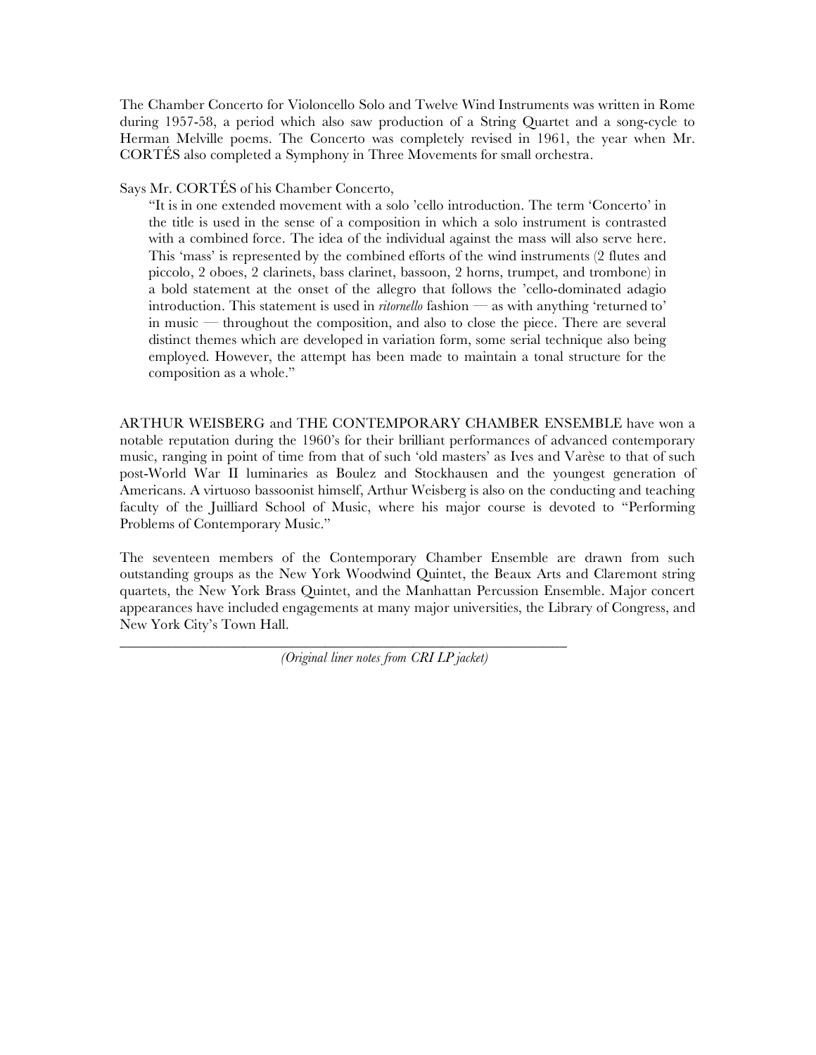The Chamber Concerto for Violoncello Solo and Twelve Wind Instruments was written in Rome during 1957-58, a period which also saw production of a String Quartet and a song-cycle to Herman Melville poems. The Concerto was completely revised in 1961, the year when Mr. CORTÉS also completed a Symphony in Three Movements for small orchestra.

Says Mr. CORTÉS of his Chamber Concerto,

> "It is in one extended movement with a solo 'cello introduction. The term 'Concerto' in the title is used in the sense of a composition in which a solo instrument is contrasted with a combined force. The idea of the individual against the mass will also serve here. This 'mass' is represented by the combined efforts of the wind instruments (2 flutes and piccolo, 2 oboes, 2 clarinets, bass clarinet, bassoon, 2 horns, trumpet, and trombone) in a bold statement at the onset of the allegro that follows the 'cello-dominated adagio introduction. This statement is used in *ritornello* fashion — as with anything 'returned to' in music — throughout the composition, and also to close the piece. There are several distinct themes which are developed in variation form, some serial technique also being employed. However, the attempt has been made to maintain a tonal structure for the composition as a whole."

ARTHUR WEISBERG and THE CONTEMPORARY CHAMBER ENSEMBLE have won a notable reputation during the 1960's for their brilliant performances of advanced contemporary music, ranging in point of time from that of such 'old masters' as Ives and Varèse to that of such post-World War II luminaries as Boulez and Stockhausen and the youngest generation of Americans. A virtuoso bassoonist himself, Arthur Weisberg is also on the conducting and teaching faculty of the Juilliard School of Music, where his major course is devoted to "Performing Problems of Contemporary Music."

The seventeen members of the Contemporary Chamber Ensemble are drawn from such outstanding groups as the New York Woodwind Quintet, the Beaux Arts and Claremont string quartets, the New York Brass Quintet, and the Manhattan Percussion Ensemble. Major concert appearances have included engagements at many major universities, the Library of Congress, and New York City's Town Hall.

---

*(Original liner notes from CRI LP jacket)*